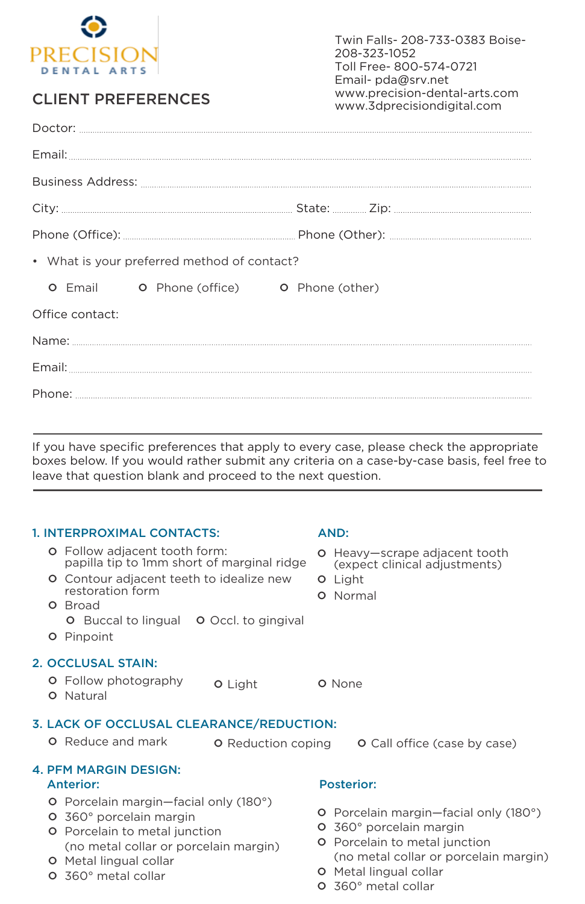# PRECISION DENTAL ARTS

Twin Falls- 208-733-0383 Boise- 208-323-1052
Toll Free- 800-574-0721
Email- pda@srv.net
www.precision-dental-arts.com
www.3dprecisiondigital.com

## CLIENT PREFERENCES

Doctor: ................................................

Email: ................................................

Business Address: ................................................

City: ........................ State: ........ Zip: ................

Phone (Office): ........................ Phone (Other): ........................

- What is your preferred method of contact?

  - ○ Email
  - ○ Phone (office)
  - ○ Phone (other)

Office contact:

Name: ................................................

Email: ................................................

Phone: ................................................

---

If you have specific preferences that apply to every case, please check the appropriate boxes below. If you would rather submit any criteria on a case-by-case basis, feel free to leave that question blank and proceed to the next question.

---

### 1. INTERPROXIMAL CONTACTS:

- ○ Follow adjacent tooth form: papilla tip to 1mm short of marginal ridge
- ○ Contour adjacent teeth to idealize new restoration form
- ○ Broad
  - ○ Buccal to lingual
  - ○ Occl. to gingival
- ○ Pinpoint

**AND:**

- ○ Heavy—scrape adjacent tooth (expect clinical adjustments)
- ○ Light
- ○ Normal

### 2. OCCLUSAL STAIN:

- ○ Follow photography
- ○ Natural
- ○ Light
- ○ None

### 3. LACK OF OCCLUSAL CLEARANCE/REDUCTION:

- ○ Reduce and mark
- ○ Reduction coping
- ○ Call office (case by case)

### 4. PFM MARGIN DESIGN:

**Anterior:**

- ○ Porcelain margin—facial only (180°)
- ○ 360° porcelain margin
- ○ Porcelain to metal junction (no metal collar or porcelain margin)
- ○ Metal lingual collar
- ○ 360° metal collar

**Posterior:**

- ○ Porcelain margin—facial only (180°)
- ○ 360° porcelain margin
- ○ Porcelain to metal junction (no metal collar or porcelain margin)
- ○ Metal lingual collar
- ○ 360° metal collar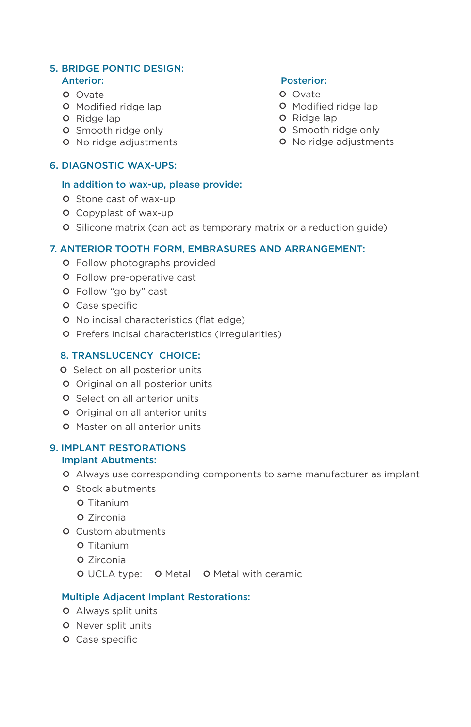## 5. BRIDGE PONTIC DESIGN:

### Anterior:

- Ovate
- Modified ridge lap
- Ridge lap
- Smooth ridge only
- No ridge adjustments

### Posterior:

- Ovate
- Modified ridge lap
- Ridge lap
- Smooth ridge only
- No ridge adjustments

## 6. DIAGNOSTIC WAX-UPS:

### In addition to wax-up, please provide:

- Stone cast of wax-up
- Copyplast of wax-up
- Silicone matrix (can act as temporary matrix or a reduction guide)

## 7. ANTERIOR TOOTH FORM, EMBRASURES AND ARRANGEMENT:

- Follow photographs provided
- Follow pre-operative cast
- Follow "go by" cast
- Case specific
- No incisal characteristics (flat edge)
- Prefers incisal characteristics (irregularities)

## 8. TRANSLUCENCY CHOICE:

- Select on all posterior units
- Original on all posterior units
- Select on all anterior units
- Original on all anterior units
- Master on all anterior units

## 9. IMPLANT RESTORATIONS

### Implant Abutments:

- Always use corresponding components to same manufacturer as implant
- Stock abutments
  - Titanium
  - Zirconia
- Custom abutments
  - Titanium
  - Zirconia
  - UCLA type: ○ Metal ○ Metal with ceramic

### Multiple Adjacent Implant Restorations:

- Always split units
- Never split units
- Case specific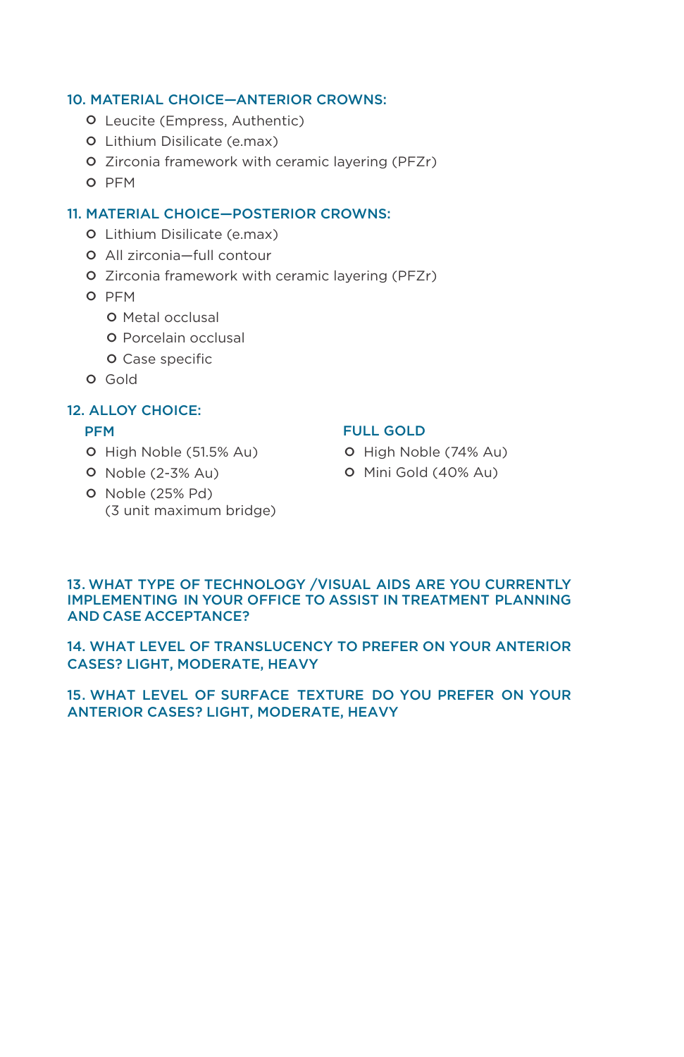## 10. MATERIAL CHOICE—ANTERIOR CROWNS:

- Leucite (Empress, Authentic)
- Lithium Disilicate (e.max)
- Zirconia framework with ceramic layering (PFZr)
- PFM

## 11. MATERIAL CHOICE—POSTERIOR CROWNS:

- Lithium Disilicate (e.max)
- All zirconia—full contour
- Zirconia framework with ceramic layering (PFZr)
- PFM
  - Metal occlusal
  - Porcelain occlusal
  - Case specific
- Gold

## 12. ALLOY CHOICE:

### PFM

- High Noble (51.5% Au)
- Noble (2-3% Au)
- Noble (25% Pd)
  (3 unit maximum bridge)

### FULL GOLD

- High Noble (74% Au)
- Mini Gold (40% Au)

## 13. WHAT TYPE OF TECHNOLOGY /VISUAL AIDS ARE YOU CURRENTLY IMPLEMENTING IN YOUR OFFICE TO ASSIST IN TREATMENT PLANNING AND CASE ACCEPTANCE?

## 14. WHAT LEVEL OF TRANSLUCENCY TO PREFER ON YOUR ANTERIOR CASES? LIGHT, MODERATE, HEAVY

## 15. WHAT LEVEL OF SURFACE TEXTURE DO YOU PREFER ON YOUR ANTERIOR CASES? LIGHT, MODERATE, HEAVY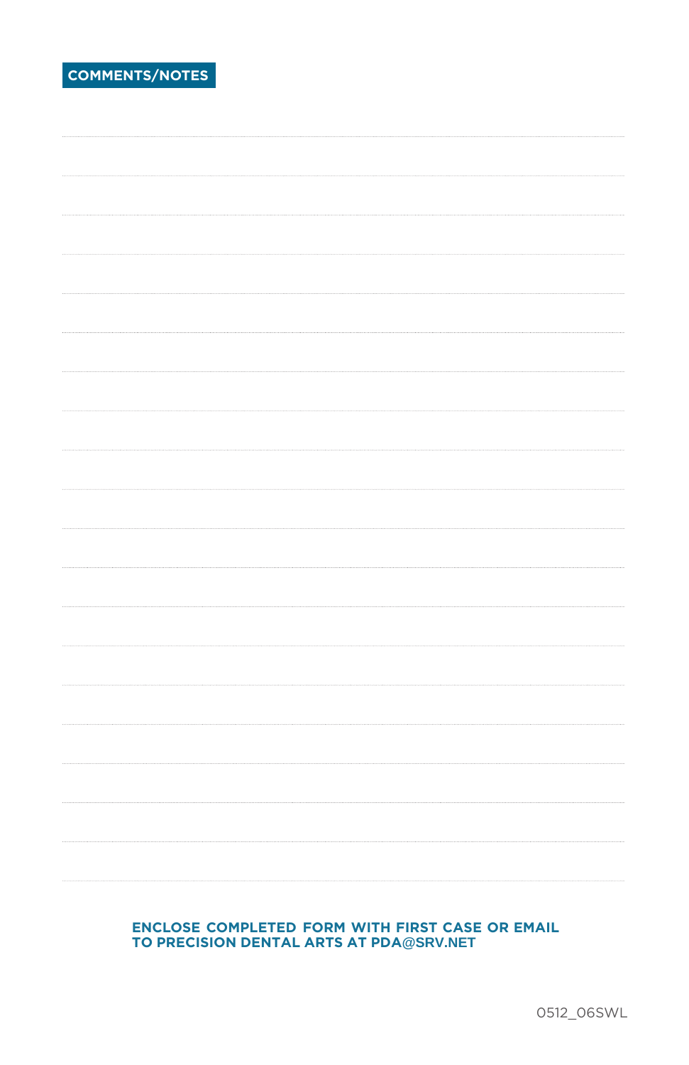## COMMENTS/NOTES

**ENCLOSE COMPLETED FORM WITH FIRST CASE OR EMAIL TO PRECISION DENTAL ARTS AT PDA@SRV.NET**

0512_06SWL